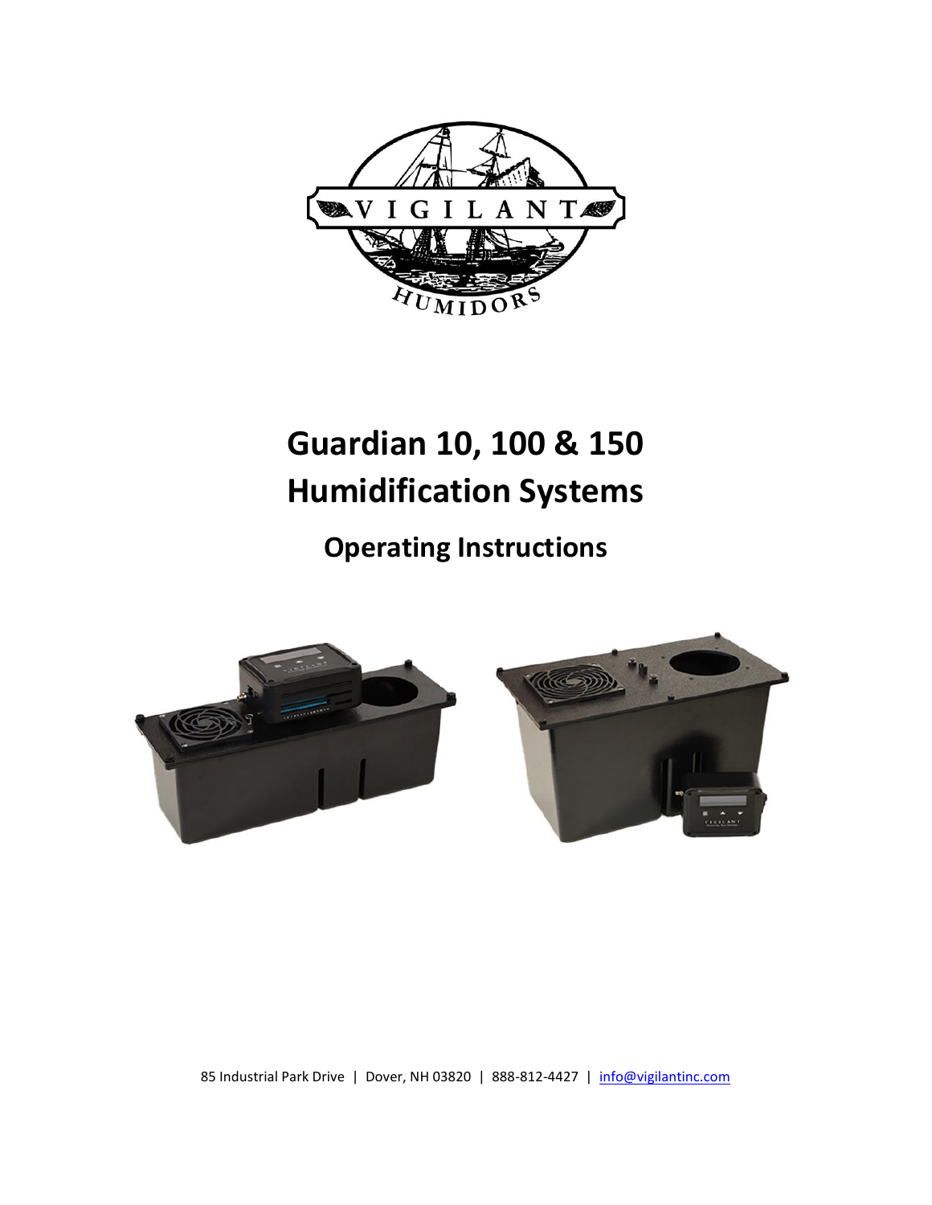# Guardian 10, 100 & 150 Humidification Systems

## Operating Instructions

85 Industrial Park Drive | Dover, NH 03820 | 888-812-4427 | info@vigilantinc.com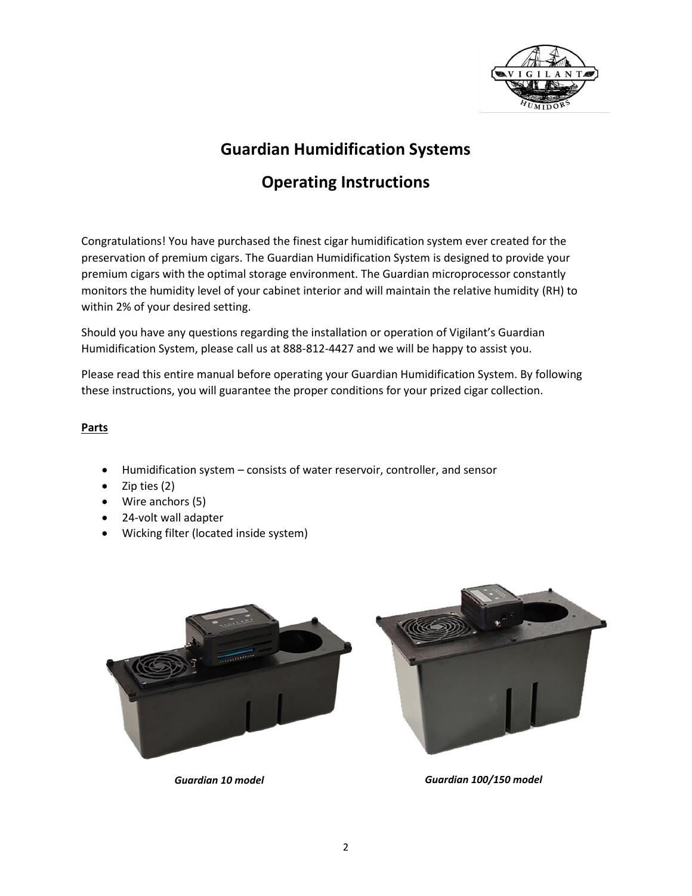# Guardian Humidification Systems

# Operating Instructions

Congratulations! You have purchased the finest cigar humidification system ever created for the preservation of premium cigars. The Guardian Humidification System is designed to provide your premium cigars with the optimal storage environment. The Guardian microprocessor constantly monitors the humidity level of your cabinet interior and will maintain the relative humidity (RH) to within 2% of your desired setting.

Should you have any questions regarding the installation or operation of Vigilant's Guardian Humidification System, please call us at 888-812-4427 and we will be happy to assist you.

Please read this entire manual before operating your Guardian Humidification System. By following these instructions, you will guarantee the proper conditions for your prized cigar collection.

**Parts**

- Humidification system – consists of water reservoir, controller, and sensor
- Zip ties (2)
- Wire anchors (5)
- 24-volt wall adapter
- Wicking filter (located inside system)

*Guardian 10 model*

*Guardian 100/150 model*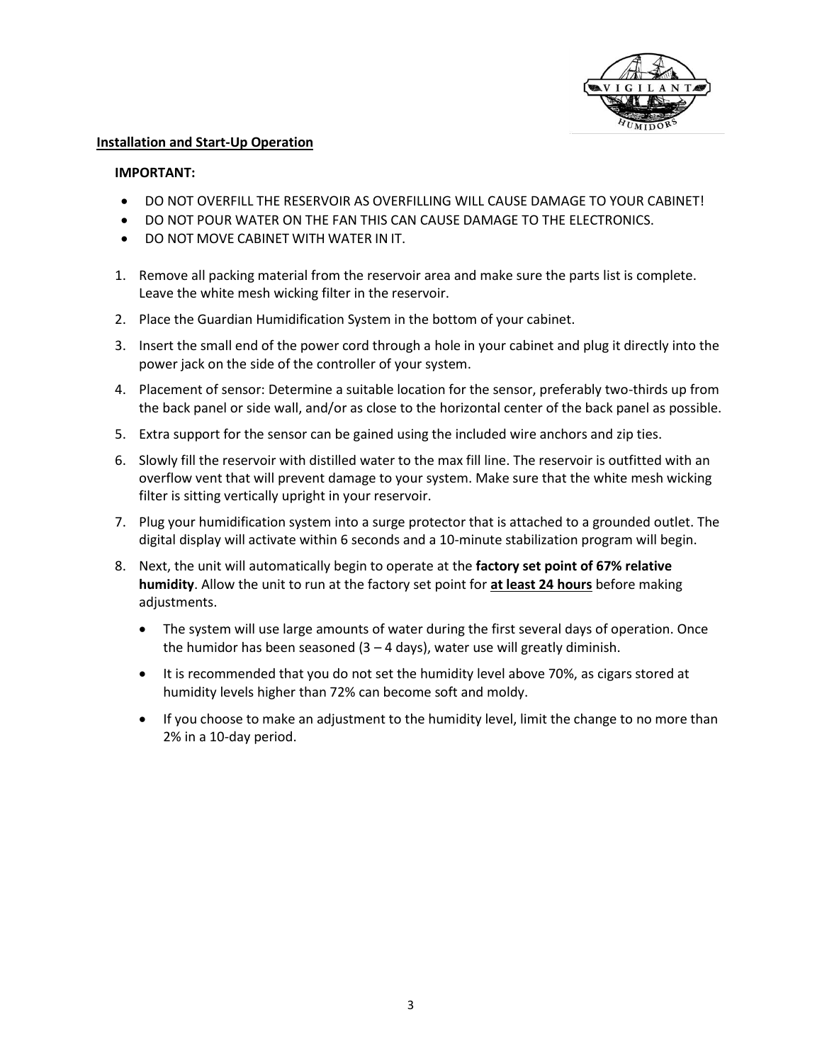## Installation and Start-Up Operation

**IMPORTANT:**

- DO NOT OVERFILL THE RESERVOIR AS OVERFILLING WILL CAUSE DAMAGE TO YOUR CABINET!
- DO NOT POUR WATER ON THE FAN THIS CAN CAUSE DAMAGE TO THE ELECTRONICS.
- DO NOT MOVE CABINET WITH WATER IN IT.

1. Remove all packing material from the reservoir area and make sure the parts list is complete. Leave the white mesh wicking filter in the reservoir.
2. Place the Guardian Humidification System in the bottom of your cabinet.
3. Insert the small end of the power cord through a hole in your cabinet and plug it directly into the power jack on the side of the controller of your system.
4. Placement of sensor: Determine a suitable location for the sensor, preferably two-thirds up from the back panel or side wall, and/or as close to the horizontal center of the back panel as possible.
5. Extra support for the sensor can be gained using the included wire anchors and zip ties.
6. Slowly fill the reservoir with distilled water to the max fill line. The reservoir is outfitted with an overflow vent that will prevent damage to your system. Make sure that the white mesh wicking filter is sitting vertically upright in your reservoir.
7. Plug your humidification system into a surge protector that is attached to a grounded outlet. The digital display will activate within 6 seconds and a 10-minute stabilization program will begin.
8. Next, the unit will automatically begin to operate at the **factory set point of 67% relative humidity**. Allow the unit to run at the factory set point for **at least 24 hours** before making adjustments.
   - The system will use large amounts of water during the first several days of operation. Once the humidor has been seasoned (3 – 4 days), water use will greatly diminish.
   - It is recommended that you do not set the humidity level above 70%, as cigars stored at humidity levels higher than 72% can become soft and moldy.
   - If you choose to make an adjustment to the humidity level, limit the change to no more than 2% in a 10-day period.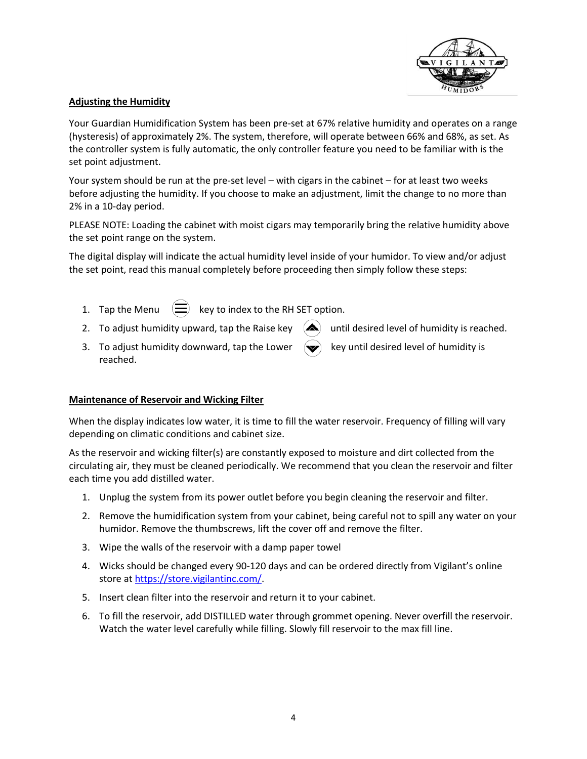## Adjusting the Humidity

Your Guardian Humidification System has been pre-set at 67% relative humidity and operates on a range (hysteresis) of approximately 2%. The system, therefore, will operate between 66% and 68%, as set. As the controller system is fully automatic, the only controller feature you need to be familiar with is the set point adjustment.

Your system should be run at the pre-set level – with cigars in the cabinet – for at least two weeks before adjusting the humidity. If you choose to make an adjustment, limit the change to no more than 2% in a 10-day period.

PLEASE NOTE: Loading the cabinet with moist cigars may temporarily bring the relative humidity above the set point range on the system.

The digital display will indicate the actual humidity level inside of your humidor. To view and/or adjust the set point, read this manual completely before proceeding then simply follow these steps:

1. Tap the Menu key to index to the RH SET option.
2. To adjust humidity upward, tap the Raise key until desired level of humidity is reached.
3. To adjust humidity downward, tap the Lower key until desired level of humidity is reached.

## Maintenance of Reservoir and Wicking Filter

When the display indicates low water, it is time to fill the water reservoir. Frequency of filling will vary depending on climatic conditions and cabinet size.

As the reservoir and wicking filter(s) are constantly exposed to moisture and dirt collected from the circulating air, they must be cleaned periodically. We recommend that you clean the reservoir and filter each time you add distilled water.

1. Unplug the system from its power outlet before you begin cleaning the reservoir and filter.
2. Remove the humidification system from your cabinet, being careful not to spill any water on your humidor. Remove the thumbscrews, lift the cover off and remove the filter.
3. Wipe the walls of the reservoir with a damp paper towel
4. Wicks should be changed every 90-120 days and can be ordered directly from Vigilant's online store at https://store.vigilantinc.com/.
5. Insert clean filter into the reservoir and return it to your cabinet.
6. To fill the reservoir, add DISTILLED water through grommet opening. Never overfill the reservoir. Watch the water level carefully while filling. Slowly fill reservoir to the max fill line.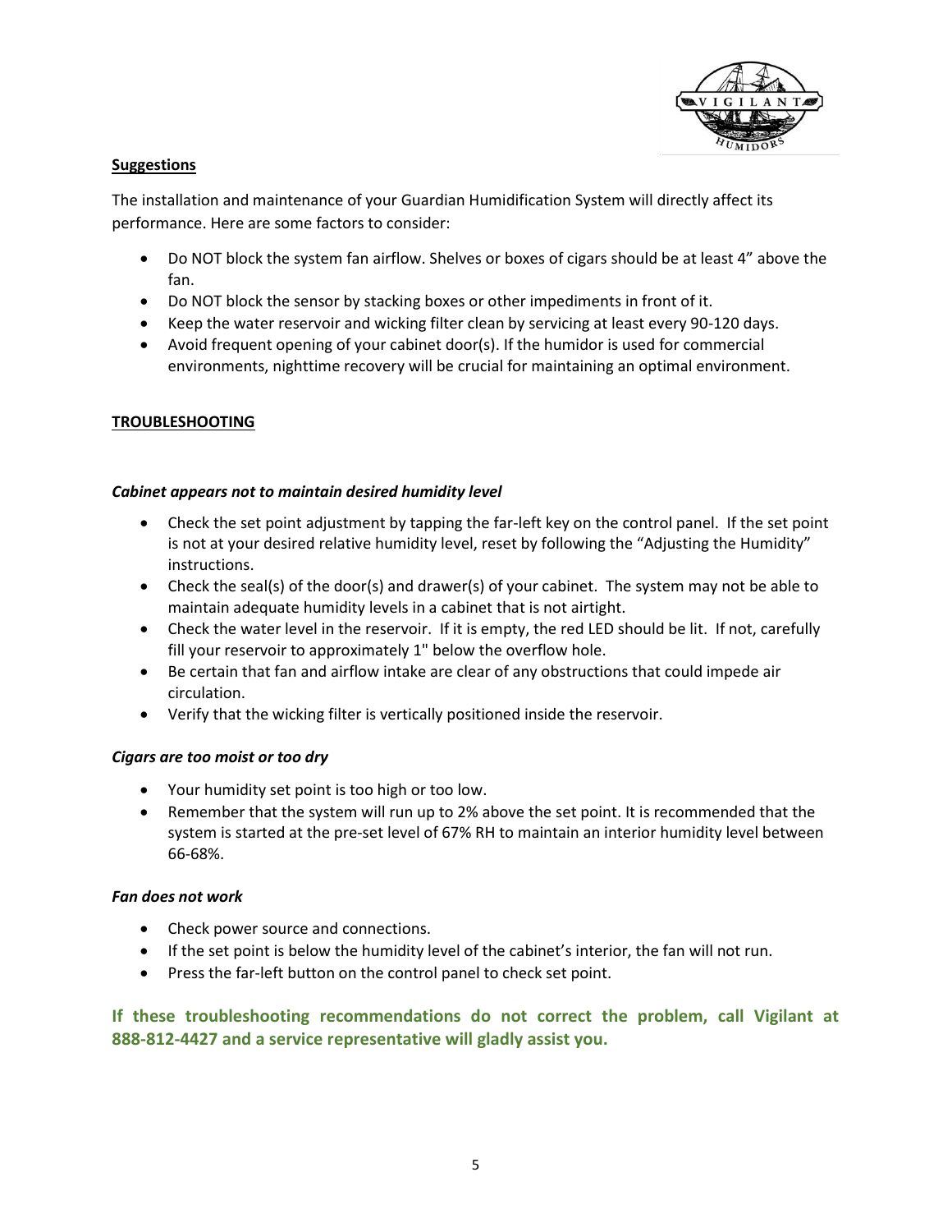**Suggestions**

The installation and maintenance of your Guardian Humidification System will directly affect its performance. Here are some factors to consider:

- Do NOT block the system fan airflow. Shelves or boxes of cigars should be at least 4" above the fan.
- Do NOT block the sensor by stacking boxes or other impediments in front of it.
- Keep the water reservoir and wicking filter clean by servicing at least every 90-120 days.
- Avoid frequent opening of your cabinet door(s). If the humidor is used for commercial environments, nighttime recovery will be crucial for maintaining an optimal environment.

**TROUBLESHOOTING**

***Cabinet appears not to maintain desired humidity level***

- Check the set point adjustment by tapping the far-left key on the control panel. If the set point is not at your desired relative humidity level, reset by following the "Adjusting the Humidity" instructions.
- Check the seal(s) of the door(s) and drawer(s) of your cabinet. The system may not be able to maintain adequate humidity levels in a cabinet that is not airtight.
- Check the water level in the reservoir. If it is empty, the red LED should be lit. If not, carefully fill your reservoir to approximately 1" below the overflow hole.
- Be certain that fan and airflow intake are clear of any obstructions that could impede air circulation.
- Verify that the wicking filter is vertically positioned inside the reservoir.

***Cigars are too moist or too dry***

- Your humidity set point is too high or too low.
- Remember that the system will run up to 2% above the set point. It is recommended that the system is started at the pre-set level of 67% RH to maintain an interior humidity level between 66-68%.

***Fan does not work***

- Check power source and connections.
- If the set point is below the humidity level of the cabinet's interior, the fan will not run.
- Press the far-left button on the control panel to check set point.

**If these troubleshooting recommendations do not correct the problem, call Vigilant at 888-812-4427 and a service representative will gladly assist you.**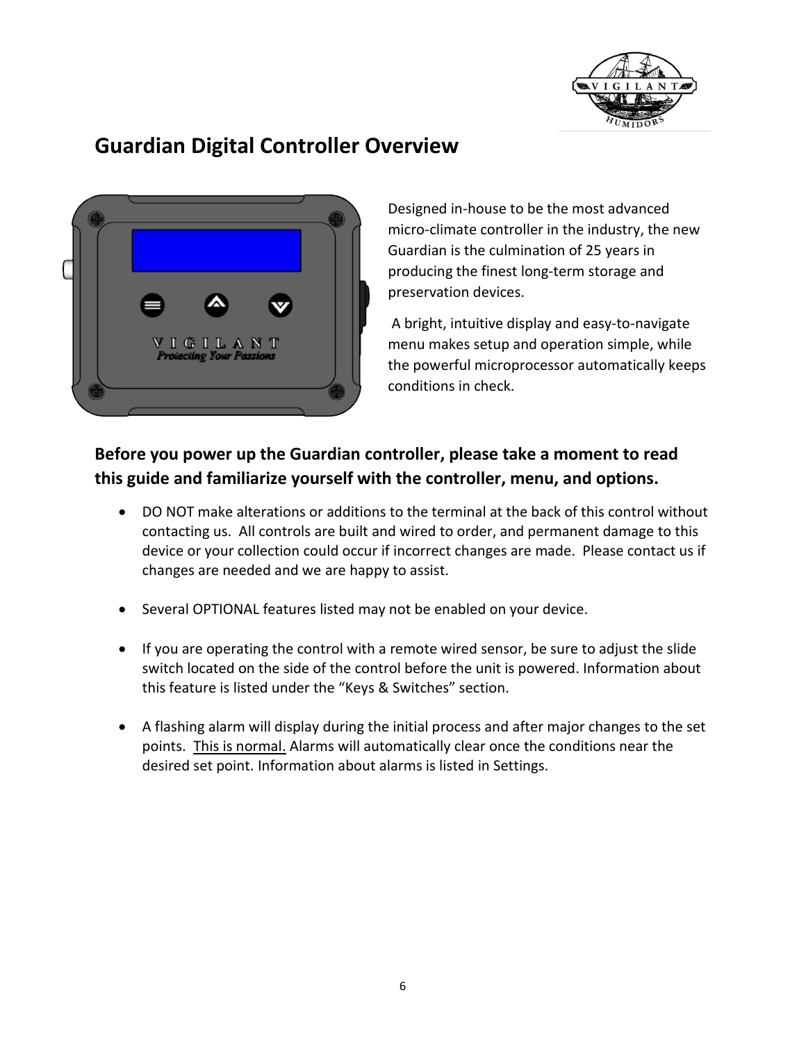# Guardian Digital Controller Overview

Designed in-house to be the most advanced micro-climate controller in the industry, the new Guardian is the culmination of 25 years in producing the finest long-term storage and preservation devices.

A bright, intuitive display and easy-to-navigate menu makes setup and operation simple, while the powerful microprocessor automatically keeps conditions in check.

## Before you power up the Guardian controller, please take a moment to read this guide and familiarize yourself with the controller, menu, and options.

- DO NOT make alterations or additions to the terminal at the back of this control without contacting us. All controls are built and wired to order, and permanent damage to this device or your collection could occur if incorrect changes are made. Please contact us if changes are needed and we are happy to assist.

- Several OPTIONAL features listed may not be enabled on your device.

- If you are operating the control with a remote wired sensor, be sure to adjust the slide switch located on the side of the control before the unit is powered. Information about this feature is listed under the "Keys & Switches" section.

- A flashing alarm will display during the initial process and after major changes to the set points. This is normal. Alarms will automatically clear once the conditions near the desired set point. Information about alarms is listed in Settings.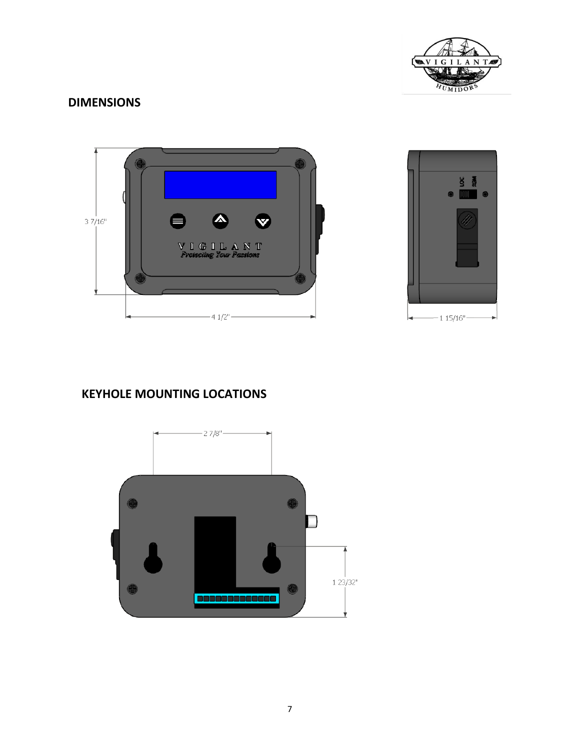## DIMENSIONS

3 7/16"

4 1/2"

1 15/16"

## KEYHOLE MOUNTING LOCATIONS

2 7/8"

1 23/32"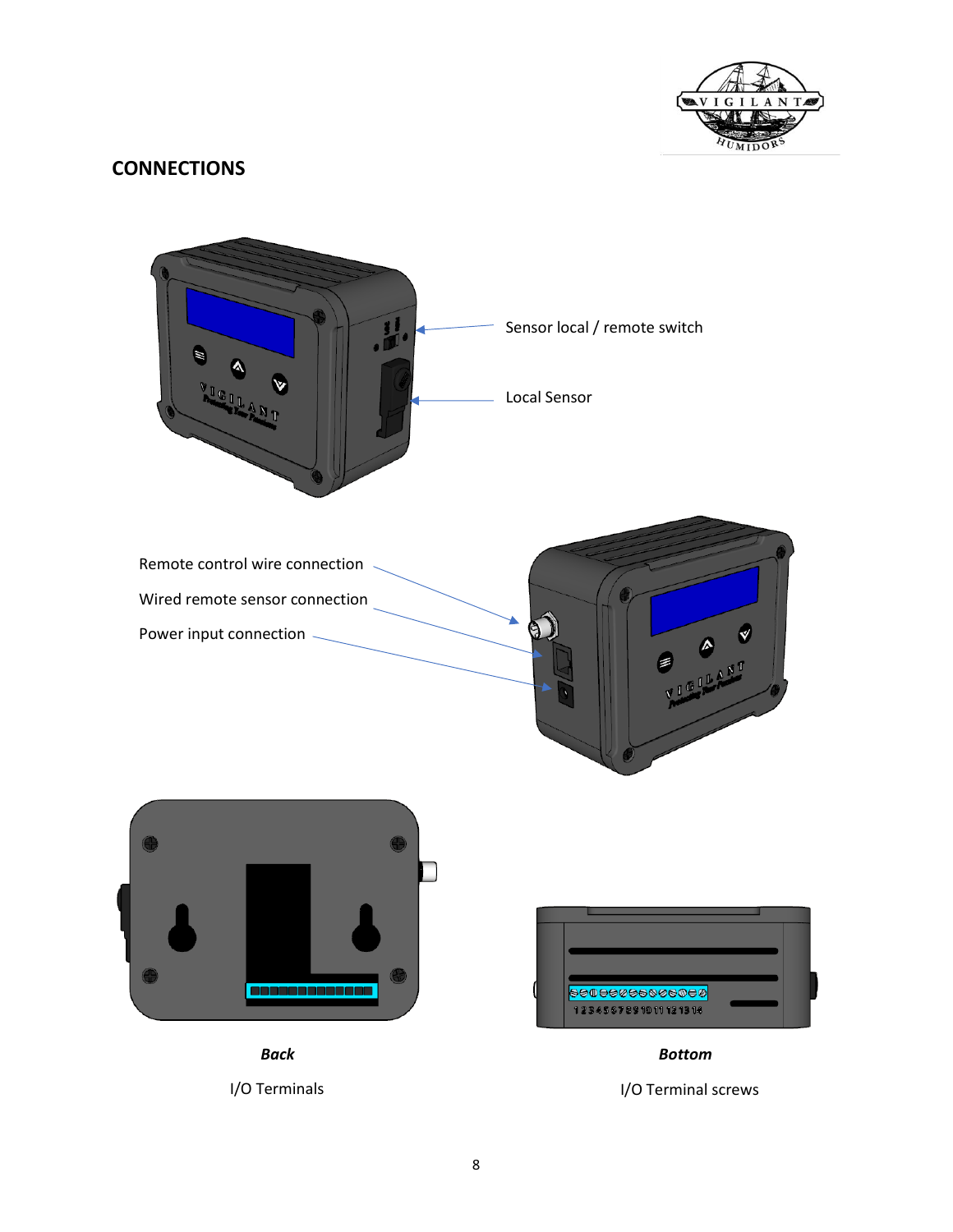## CONNECTIONS

Sensor local / remote switch

Local Sensor

Remote control wire connection

Wired remote sensor connection

Power input connection

***Back***

I/O Terminals

***Bottom***

I/O Terminal screws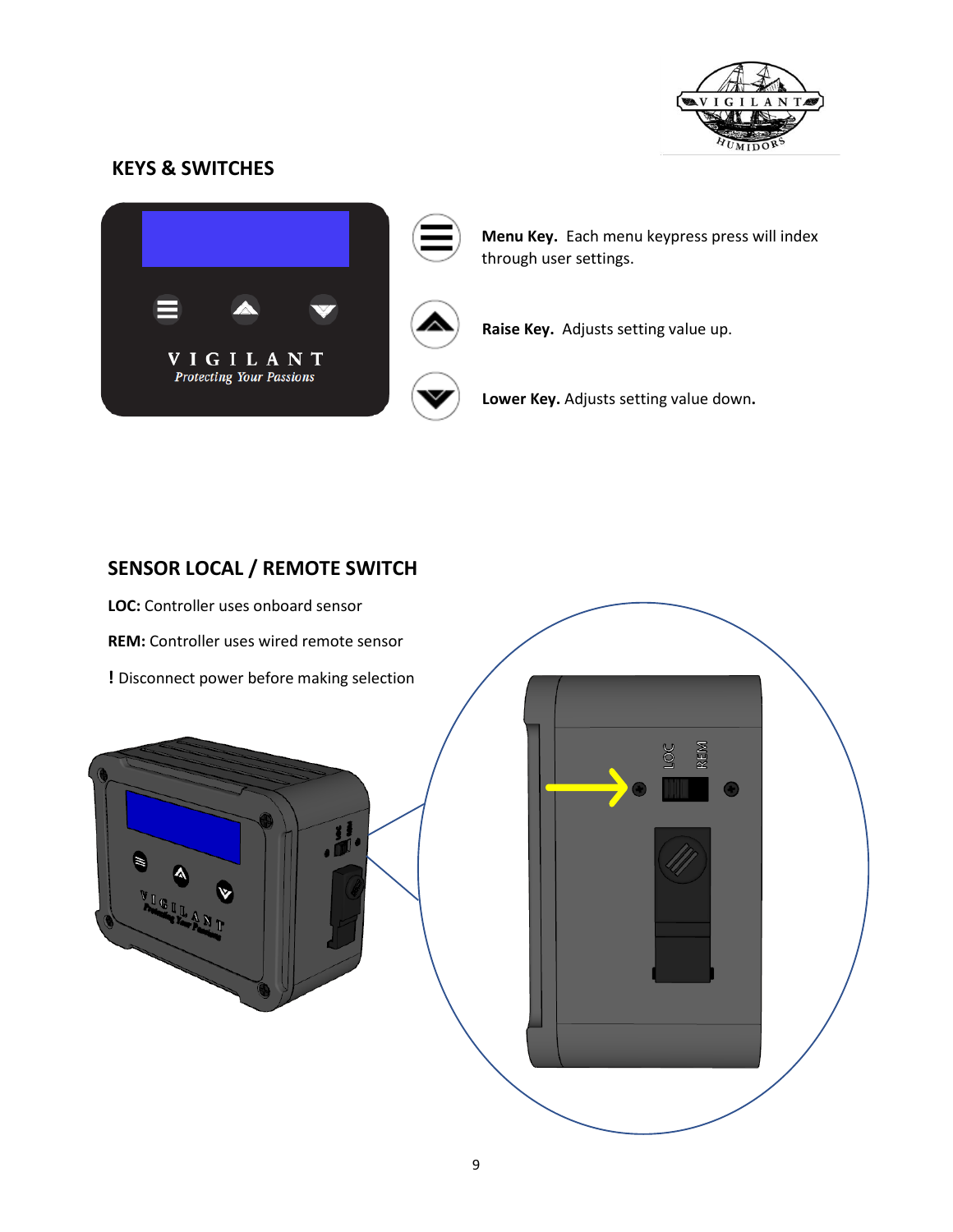## KEYS & SWITCHES

**Menu Key.** Each menu keypress press will index through user settings.

**Raise Key.** Adjusts setting value up.

**Lower Key.** Adjusts setting value down.

## SENSOR LOCAL / REMOTE SWITCH

**LOC:** Controller uses onboard sensor

**REM:** Controller uses wired remote sensor

**!** Disconnect power before making selection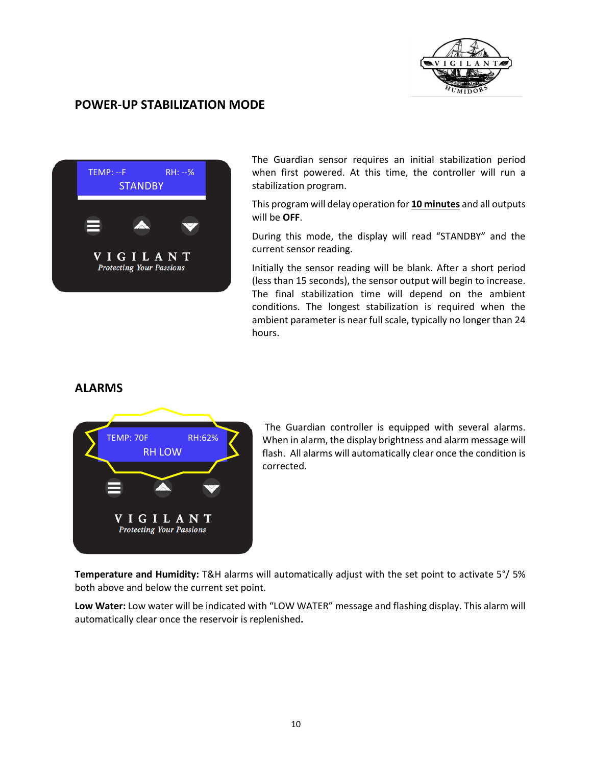## POWER-UP STABILIZATION MODE

TEMP: --F RH: --%
STANDBY

The Guardian sensor requires an initial stabilization period when first powered. At this time, the controller will run a stabilization program.

This program will delay operation for **10 minutes** and all outputs will be **OFF**.

During this mode, the display will read "STANDBY" and the current sensor reading.

Initially the sensor reading will be blank. After a short period (less than 15 seconds), the sensor output will begin to increase. The final stabilization time will depend on the ambient conditions. The longest stabilization is required when the ambient parameter is near full scale, typically no longer than 24 hours.

## ALARMS

TEMP: 70F RH:62%
RH LOW

The Guardian controller is equipped with several alarms. When in alarm, the display brightness and alarm message will flash. All alarms will automatically clear once the condition is corrected.

**Temperature and Humidity:** T&H alarms will automatically adjust with the set point to activate 5°/ 5% both above and below the current set point.

**Low Water:** Low water will be indicated with "LOW WATER" message and flashing display. This alarm will automatically clear once the reservoir is replenished**.**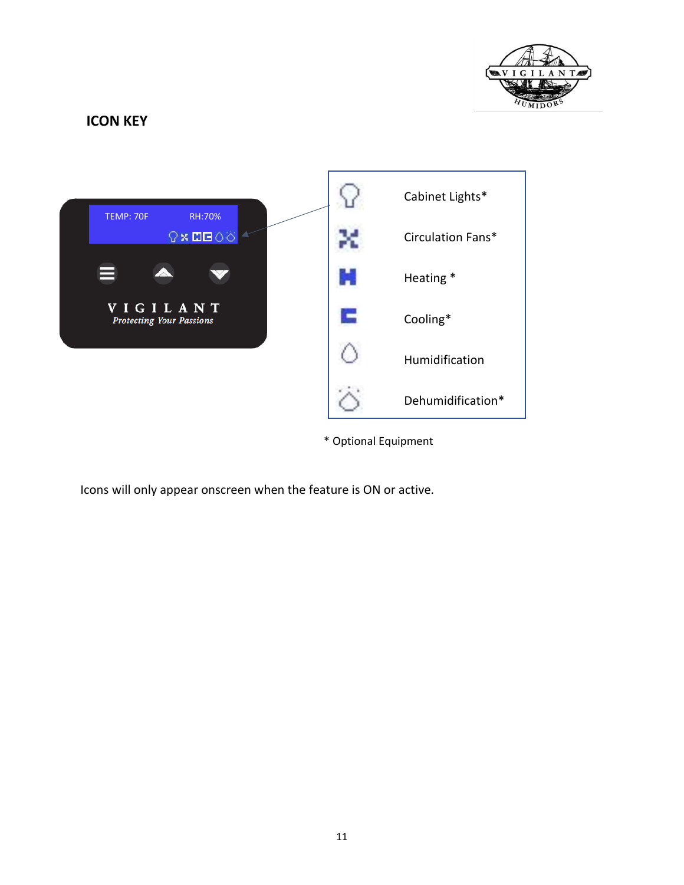## ICON KEY

TEMP: 70F RH:70%

VIGILANT
*Protecting Your Passions*

| Icon | Feature |
| --- | --- |
| | Cabinet Lights* |
| | Circulation Fans* |
| | Heating * |
| | Cooling* |
| | Humidification |
| | Dehumidification* |

* Optional Equipment

Icons will only appear onscreen when the feature is ON or active.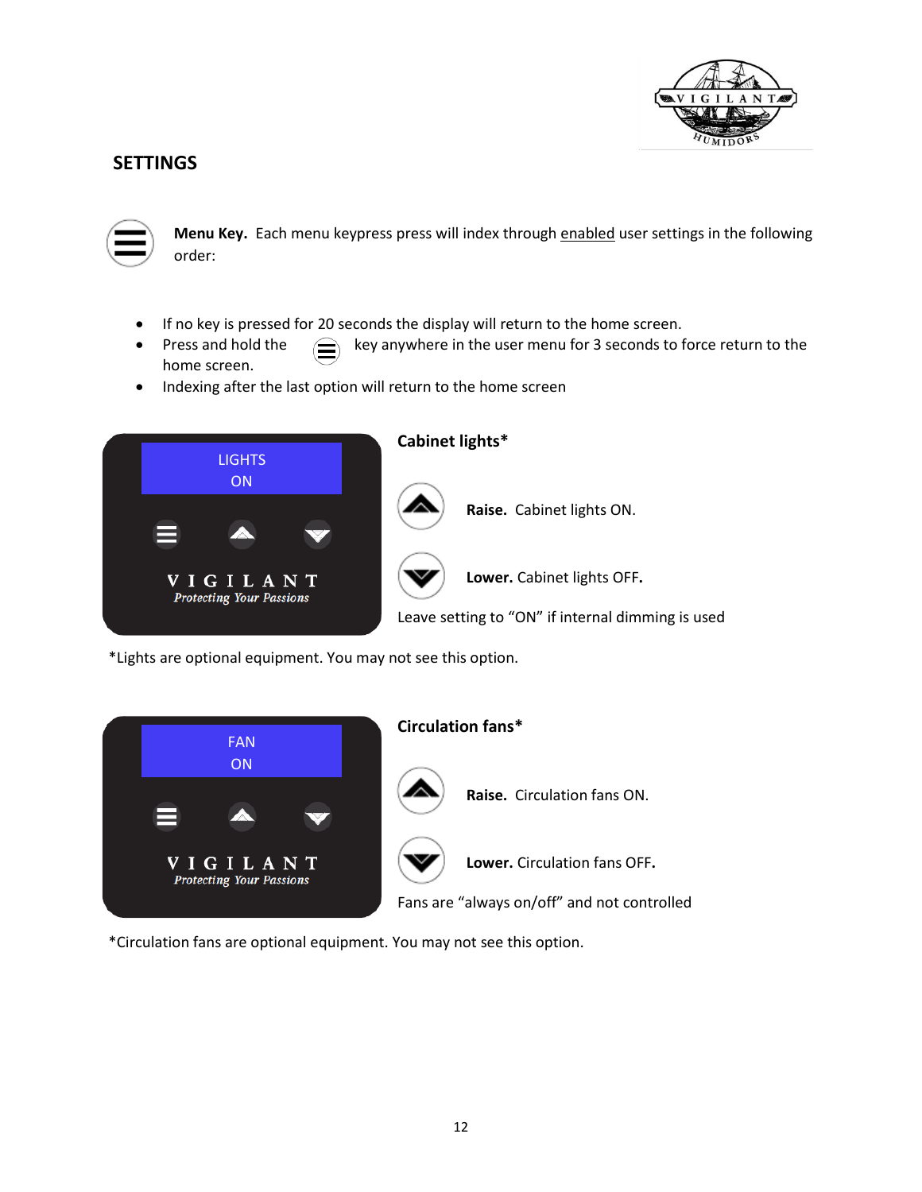## SETTINGS

**Menu Key.** Each menu keypress press will index through enabled user settings in the following order:

- If no key is pressed for 20 seconds the display will return to the home screen.
- Press and hold the key anywhere in the user menu for 3 seconds to force return to the home screen.
- Indexing after the last option will return to the home screen

### Cabinet lights*

LIGHTS ON

**Raise.** Cabinet lights ON.

**Lower.** Cabinet lights OFF.

Leave setting to "ON" if internal dimming is used

*Lights are optional equipment. You may not see this option.

### Circulation fans*

FAN ON

**Raise.** Circulation fans ON.

**Lower.** Circulation fans OFF**.**

Fans are "always on/off" and not controlled

*Circulation fans are optional equipment. You may not see this option.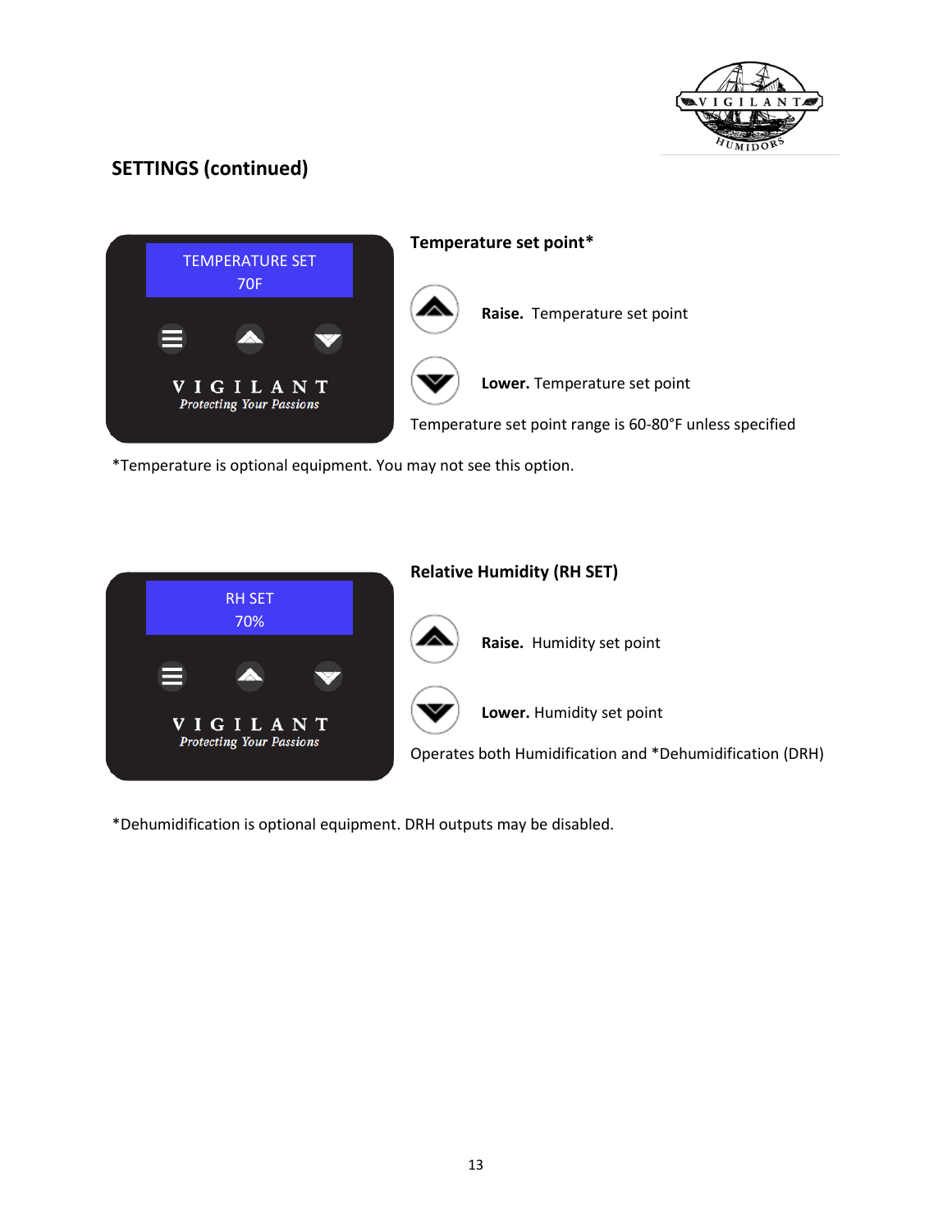## SETTINGS (continued)

TEMPERATURE SET
70F

VIGILANT
*Protecting Your Passions*

### Temperature set point*

**Raise.** Temperature set point

**Lower.** Temperature set point

Temperature set point range is 60-80°F unless specified

*Temperature is optional equipment. You may not see this option.

RH SET
70%

VIGILANT
*Protecting Your Passions*

### Relative Humidity (RH SET)

**Raise.** Humidity set point

**Lower.** Humidity set point

Operates both Humidification and *Dehumidification (DRH)

*Dehumidification is optional equipment. DRH outputs may be disabled.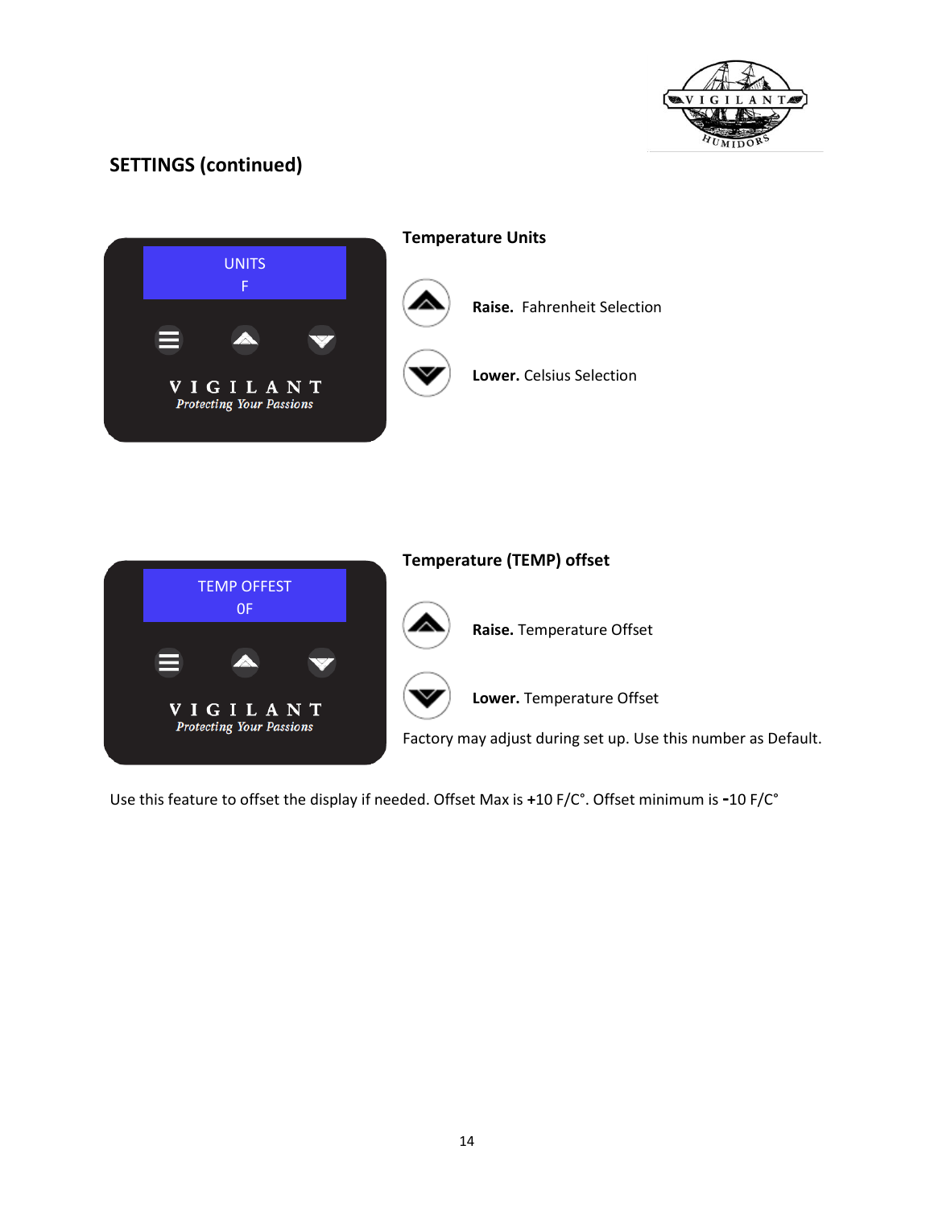## SETTINGS (continued)

UNITS
F

VIGILANT
*Protecting Your Passions*

### Temperature Units

**Raise.** Fahrenheit Selection

**Lower.** Celsius Selection

TEMP OFFEST
0F

VIGILANT
*Protecting Your Passions*

### Temperature (TEMP) offset

**Raise.** Temperature Offset

**Lower.** Temperature Offset

Factory may adjust during set up. Use this number as Default.

Use this feature to offset the display if needed. Offset Max is **+**10 F/C°. Offset minimum is **-**10 F/C°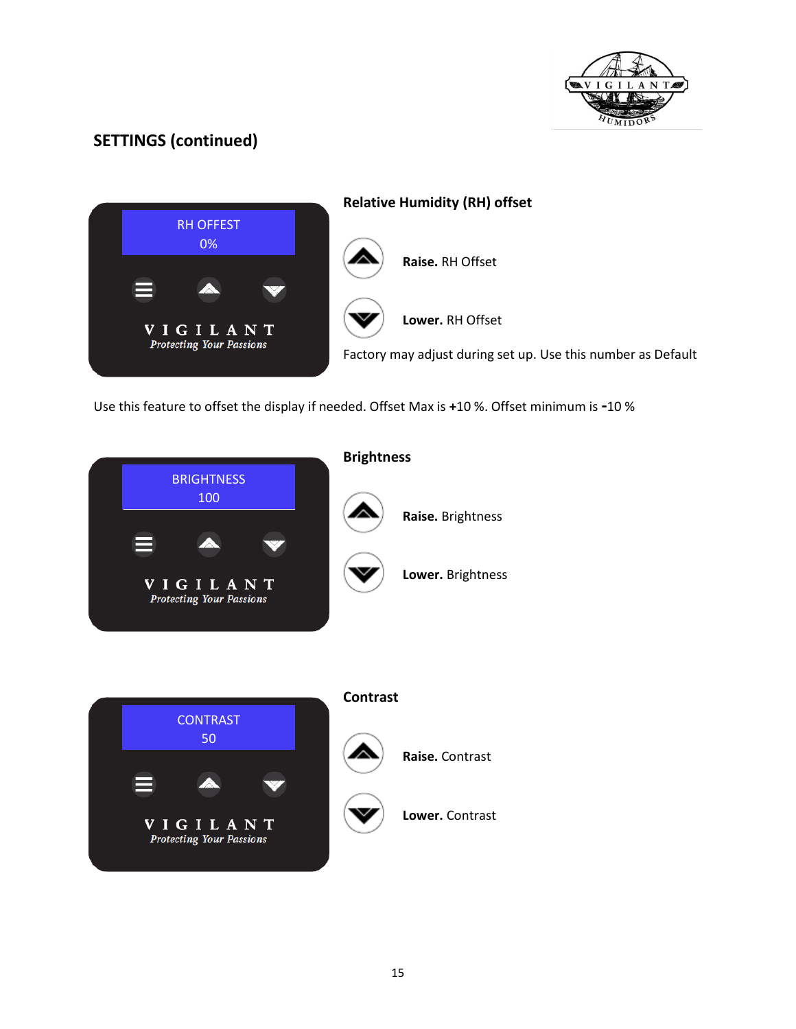## SETTINGS (continued)

RH OFFEST
0%

VIGILANT
*Protecting Your Passions*

### Relative Humidity (RH) offset

**Raise.** RH Offset

**Lower.** RH Offset

Factory may adjust during set up. Use this number as Default

Use this feature to offset the display if needed. Offset Max is **+**10 %. Offset minimum is **-**10 %

BRIGHTNESS
100

VIGILANT
*Protecting Your Passions*

### Brightness

**Raise.** Brightness

**Lower.** Brightness

CONTRAST
50

VIGILANT
*Protecting Your Passions*

### Contrast

**Raise.** Contrast

**Lower.** Contrast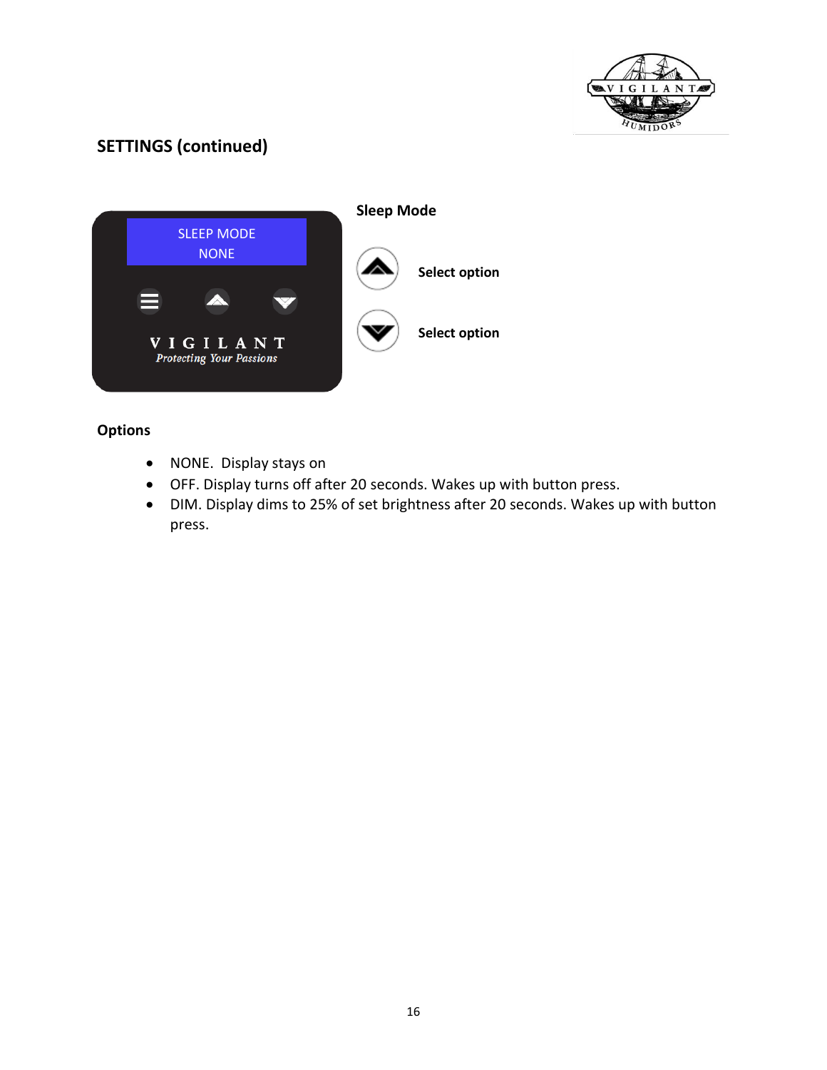## SETTINGS (continued)

SLEEP MODE
NONE

VIGILANT
*Protecting Your Passions*

### Sleep Mode

**Select option**

**Select option**

### Options

- NONE. Display stays on
- OFF. Display turns off after 20 seconds. Wakes up with button press.
- DIM. Display dims to 25% of set brightness after 20 seconds. Wakes up with button press.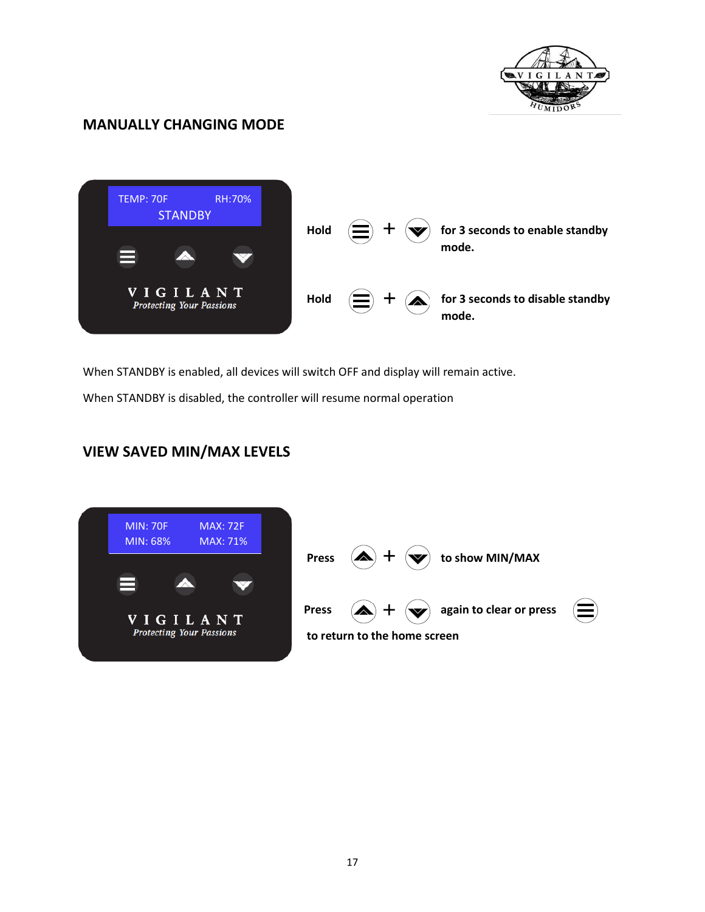## MANUALLY CHANGING MODE

TEMP: 70F RH:70%
STANDBY

VIGILANT
*Protecting Your Passions*

**Hold** ☰ + ⌄ **for 3 seconds to enable standby mode.**

**Hold** ☰ + ⌃ **for 3 seconds to disable standby mode.**

When STANDBY is enabled, all devices will switch OFF and display will remain active.

When STANDBY is disabled, the controller will resume normal operation

## VIEW SAVED MIN/MAX LEVELS

MIN: 70F MAX: 72F
MIN: 68% MAX: 71%

VIGILANT
*Protecting Your Passions*

**Press** ⌃ + ⌄ **to show MIN/MAX**

**Press** ⌃ + ⌄ **again to clear or press** ☰ **to return to the home screen**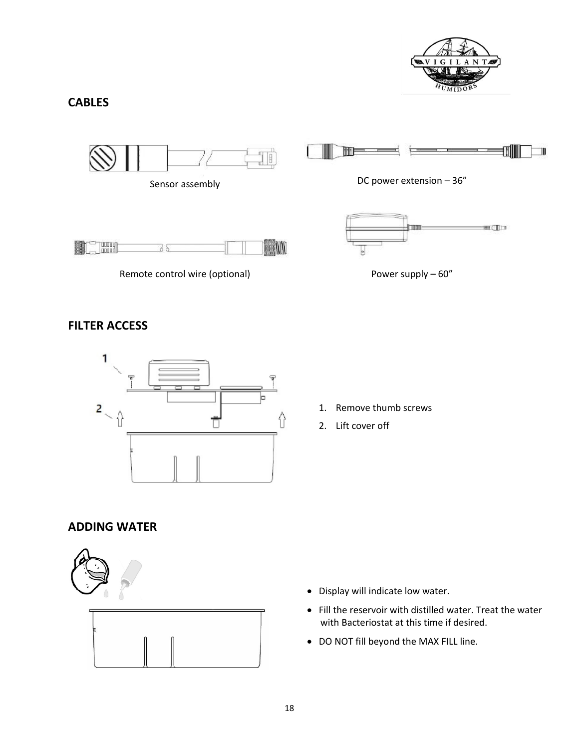## CABLES

Sensor assembly

DC power extension – 36”

Remote control wire (optional)

Power supply – 60”

## FILTER ACCESS

1. Remove thumb screws
2. Lift cover off

## ADDING WATER

- Display will indicate low water.
- Fill the reservoir with distilled water. Treat the water with Bacteriostat at this time if desired.
- DO NOT fill beyond the MAX FILL line.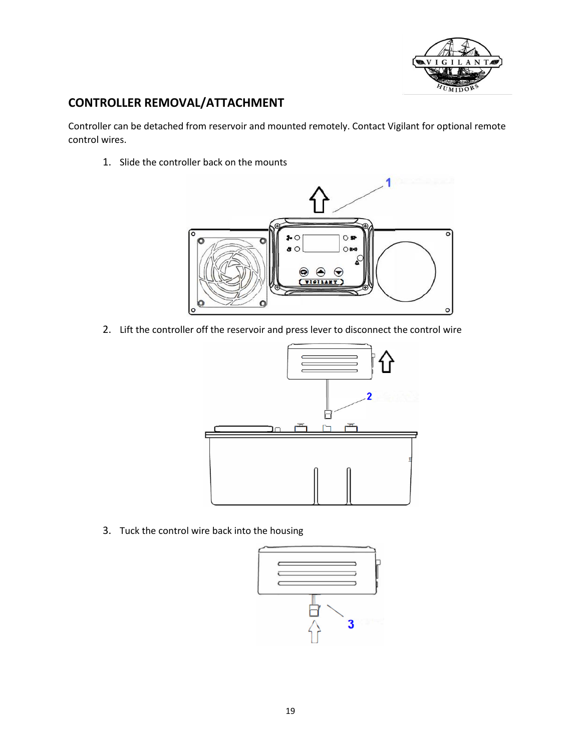## CONTROLLER REMOVAL/ATTACHMENT

Controller can be detached from reservoir and mounted remotely. Contact Vigilant for optional remote control wires.

1. Slide the controller back on the mounts

2. Lift the controller off the reservoir and press lever to disconnect the control wire

3. Tuck the control wire back into the housing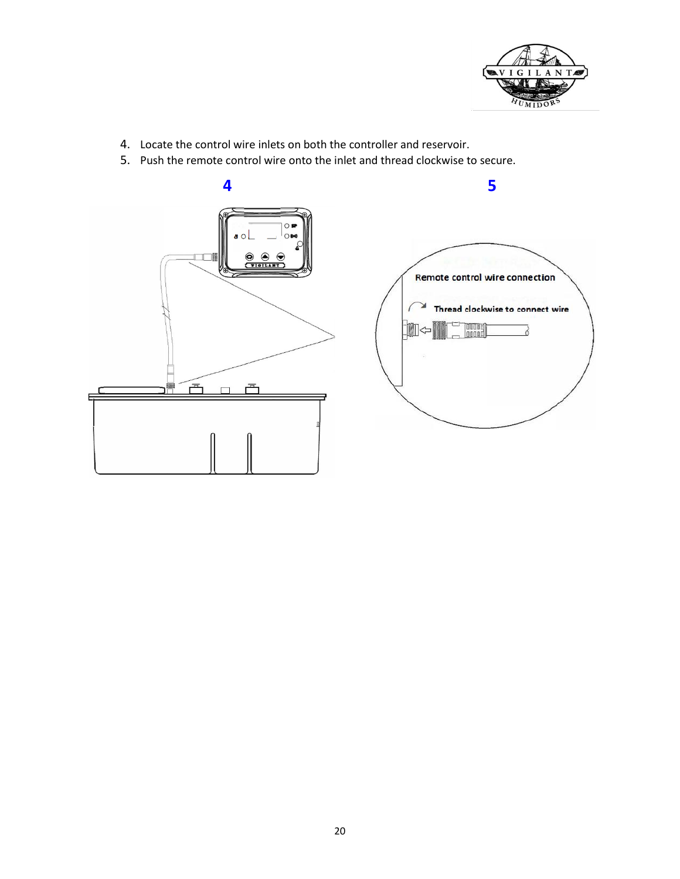4. Locate the control wire inlets on both the controller and reservoir.
5. Push the remote control wire onto the inlet and thread clockwise to secure.

4

5

Remote control wire connection

Thread clockwise to connect wire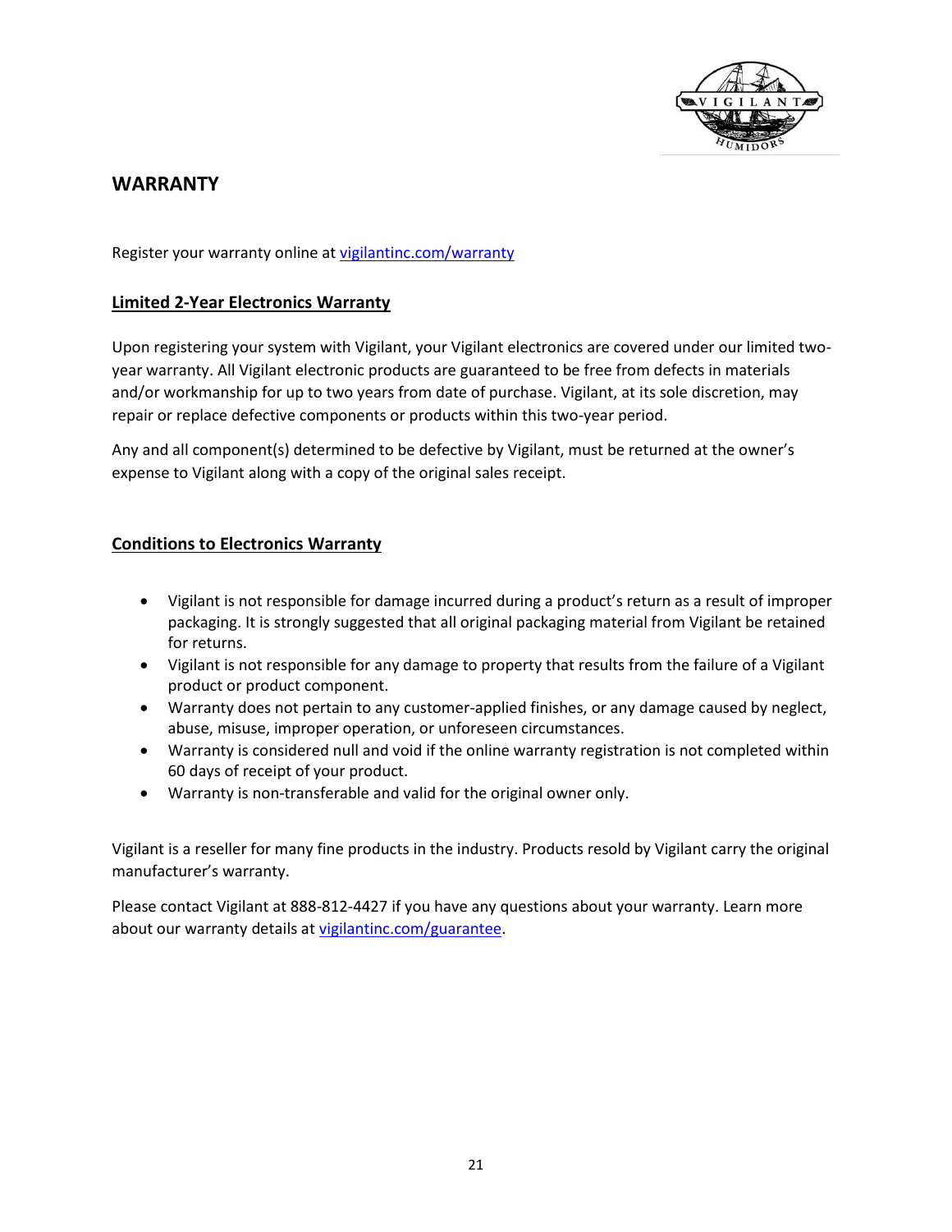## WARRANTY

Register your warranty online at [vigilantinc.com/warranty](vigilantinc.com/warranty)

### Limited 2-Year Electronics Warranty

Upon registering your system with Vigilant, your Vigilant electronics are covered under our limited two-year warranty. All Vigilant electronic products are guaranteed to be free from defects in materials and/or workmanship for up to two years from date of purchase. Vigilant, at its sole discretion, may repair or replace defective components or products within this two-year period.

Any and all component(s) determined to be defective by Vigilant, must be returned at the owner's expense to Vigilant along with a copy of the original sales receipt.

### Conditions to Electronics Warranty

- Vigilant is not responsible for damage incurred during a product's return as a result of improper packaging. It is strongly suggested that all original packaging material from Vigilant be retained for returns.
- Vigilant is not responsible for any damage to property that results from the failure of a Vigilant product or product component.
- Warranty does not pertain to any customer-applied finishes, or any damage caused by neglect, abuse, misuse, improper operation, or unforeseen circumstances.
- Warranty is considered null and void if the online warranty registration is not completed within 60 days of receipt of your product.
- Warranty is non-transferable and valid for the original owner only.

Vigilant is a reseller for many fine products in the industry. Products resold by Vigilant carry the original manufacturer's warranty.

Please contact Vigilant at 888-812-4427 if you have any questions about your warranty. Learn more about our warranty details at [vigilantinc.com/guarantee](vigilantinc.com/guarantee).